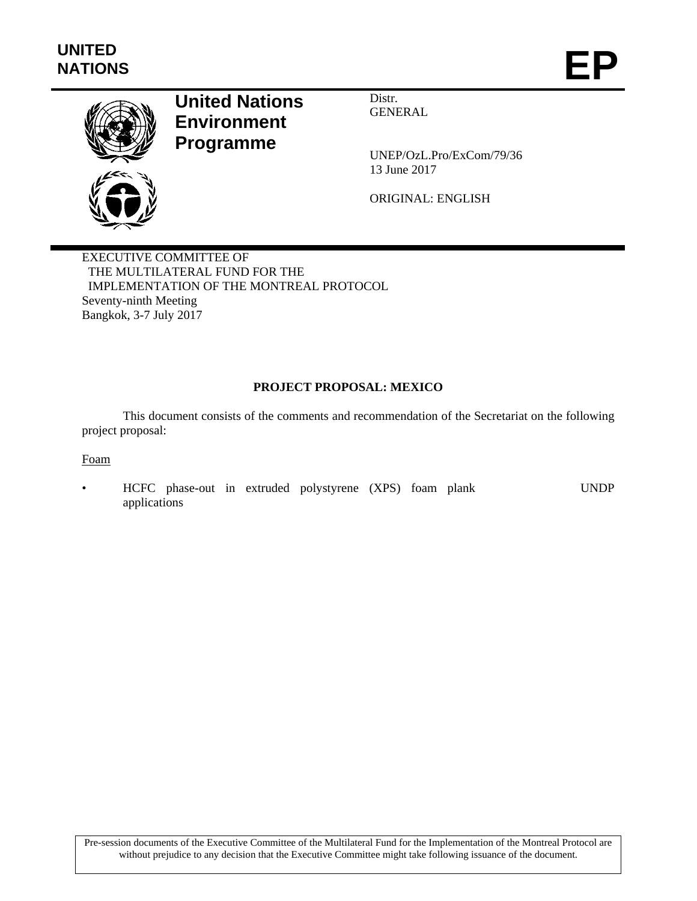UNITED NATIONS

# EP

**United Nations Environment Programme**

Distr.
GENERAL

UNEP/OzL.Pro/ExCom/79/36
13 June 2017

ORIGINAL: ENGLISH

EXECUTIVE COMMITTEE OF
THE MULTILATERAL FUND FOR THE
IMPLEMENTATION OF THE MONTREAL PROTOCOL
Seventy-ninth Meeting
Bangkok, 3-7 July 2017

**PROJECT PROPOSAL: MEXICO**

This document consists of the comments and recommendation of the Secretariat on the following project proposal:

Foam

- HCFC phase-out in extruded polystyrene (XPS) foam plank applications UNDP

Pre-session documents of the Executive Committee of the Multilateral Fund for the Implementation of the Montreal Protocol are without prejudice to any decision that the Executive Committee might take following issuance of the document.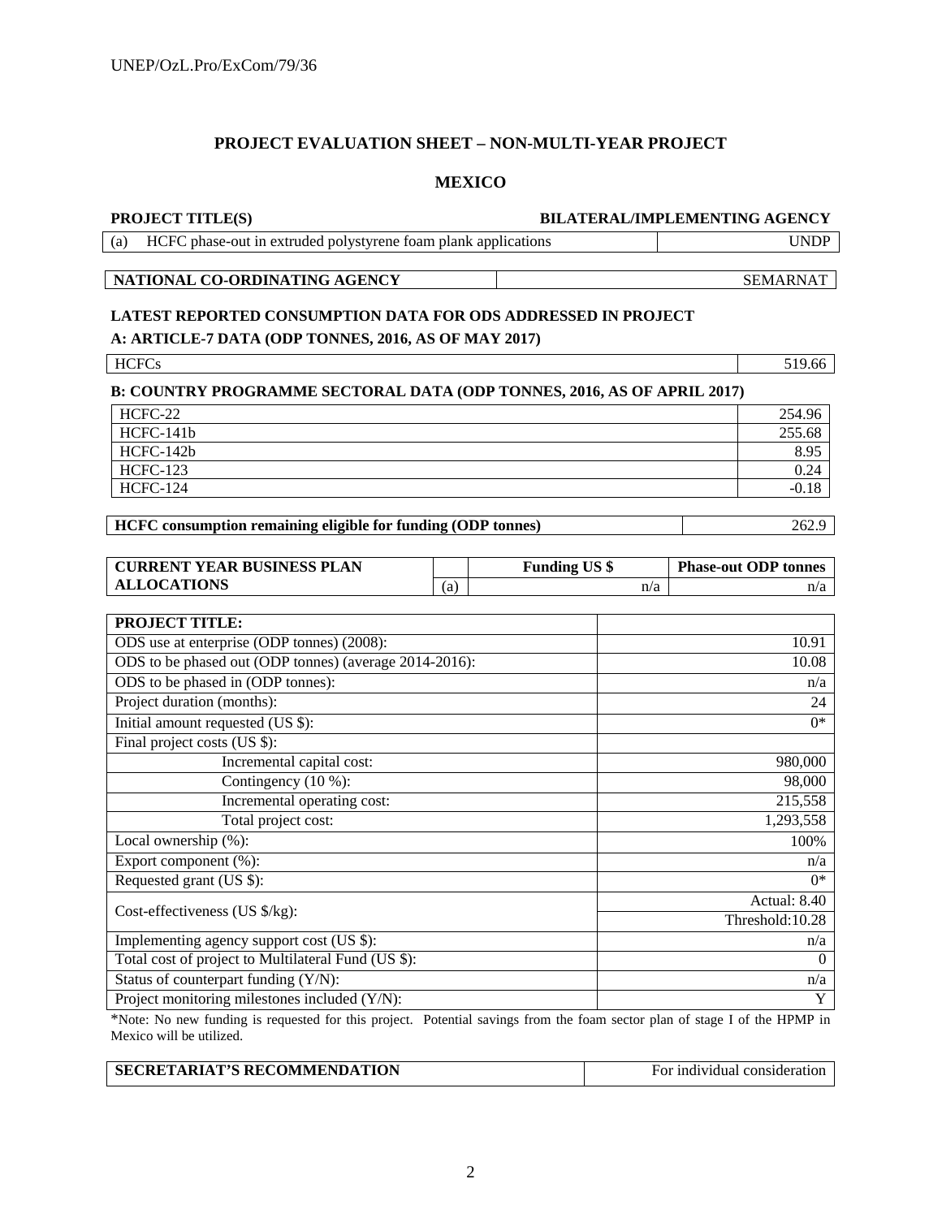## PROJECT EVALUATION SHEET – NON-MULTI-YEAR PROJECT

## MEXICO

| PROJECT TITLE(S) | BILATERAL/IMPLEMENTING AGENCY |
|---|---|
| (a) HCFC phase-out in extruded polystyrene foam plank applications | UNDP |

| NATIONAL CO-ORDINATING AGENCY | SEMARNAT |
|---|---|

**LATEST REPORTED CONSUMPTION DATA FOR ODS ADDRESSED IN PROJECT**

**A: ARTICLE-7 DATA (ODP TONNES, 2016, AS OF MAY 2017)**

| HCFCs | 519.66 |
|---|---|

**B: COUNTRY PROGRAMME SECTORAL DATA (ODP TONNES, 2016, AS OF APRIL 2017)**

| HCFC-22 | 254.96 |
|---|---|
| HCFC-141b | 255.68 |
| HCFC-142b | 8.95 |
| HCFC-123 | 0.24 |
| HCFC-124 | -0.18 |

| HCFC consumption remaining eligible for funding (ODP tonnes) | 262.9 |
|---|---|

| CURRENT YEAR BUSINESS PLAN ALLOCATIONS | | Funding US $ | Phase-out ODP tonnes |
|---|---|---|---|
| | (a) | n/a | n/a |

| PROJECT TITLE: | |
|---|---|
| ODS use at enterprise (ODP tonnes) (2008): | 10.91 |
| ODS to be phased out (ODP tonnes) (average 2014-2016): | 10.08 |
| ODS to be phased in (ODP tonnes): | n/a |
| Project duration (months): | 24 |
| Initial amount requested (US $): | 0* |
| Final project costs (US $): | |
| Incremental capital cost: | 980,000 |
| Contingency (10 %): | 98,000 |
| Incremental operating cost: | 215,558 |
| Total project cost: | 1,293,558 |
| Local ownership (%): | 100% |
| Export component (%): | n/a |
| Requested grant (US $): | 0* |
| Cost-effectiveness (US $/kg): | Actual: 8.40 |
| | Threshold:10.28 |
| Implementing agency support cost (US $): | n/a |
| Total cost of project to Multilateral Fund (US $): | 0 |
| Status of counterpart funding (Y/N): | n/a |
| Project monitoring milestones included (Y/N): | Y |

*Note: No new funding is requested for this project. Potential savings from the foam sector plan of stage I of the HPMP in Mexico will be utilized.

| SECRETARIAT'S RECOMMENDATION | For individual consideration |
|---|---|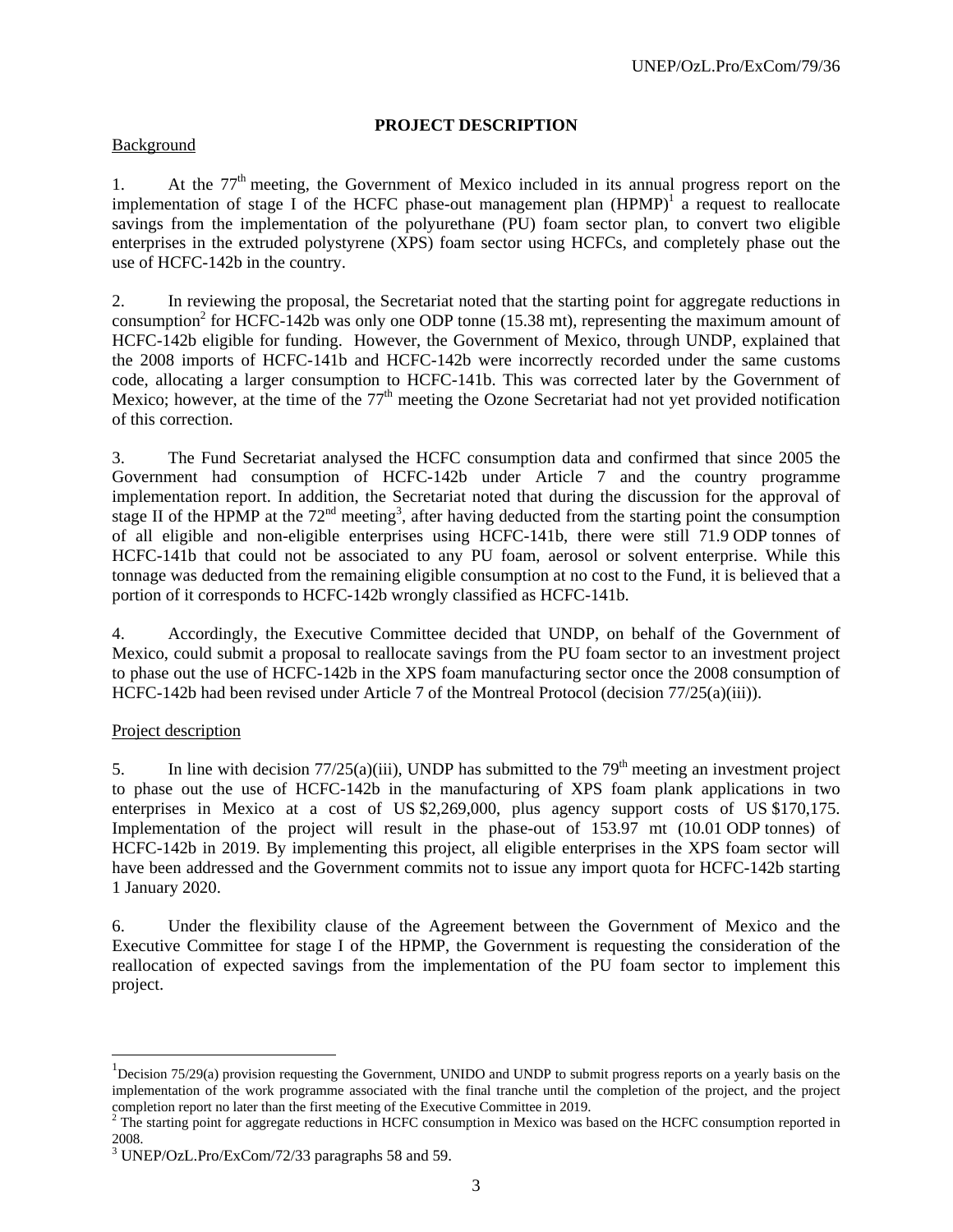## PROJECT DESCRIPTION

Background

1. At the 77th meeting, the Government of Mexico included in its annual progress report on the implementation of stage I of the HCFC phase-out management plan (HPMP)[1] a request to reallocate savings from the implementation of the polyurethane (PU) foam sector plan, to convert two eligible enterprises in the extruded polystyrene (XPS) foam sector using HCFCs, and completely phase out the use of HCFC-142b in the country.

2. In reviewing the proposal, the Secretariat noted that the starting point for aggregate reductions in consumption[2] for HCFC-142b was only one ODP tonne (15.38 mt), representing the maximum amount of HCFC-142b eligible for funding. However, the Government of Mexico, through UNDP, explained that the 2008 imports of HCFC-141b and HCFC-142b were incorrectly recorded under the same customs code, allocating a larger consumption to HCFC-141b. This was corrected later by the Government of Mexico; however, at the time of the 77th meeting the Ozone Secretariat had not yet provided notification of this correction.

3. The Fund Secretariat analysed the HCFC consumption data and confirmed that since 2005 the Government had consumption of HCFC-142b under Article 7 and the country programme implementation report. In addition, the Secretariat noted that during the discussion for the approval of stage II of the HPMP at the 72nd meeting[3], after having deducted from the starting point the consumption of all eligible and non-eligible enterprises using HCFC-141b, there were still 71.9 ODP tonnes of HCFC-141b that could not be associated to any PU foam, aerosol or solvent enterprise. While this tonnage was deducted from the remaining eligible consumption at no cost to the Fund, it is believed that a portion of it corresponds to HCFC-142b wrongly classified as HCFC-141b.

4. Accordingly, the Executive Committee decided that UNDP, on behalf of the Government of Mexico, could submit a proposal to reallocate savings from the PU foam sector to an investment project to phase out the use of HCFC-142b in the XPS foam manufacturing sector once the 2008 consumption of HCFC-142b had been revised under Article 7 of the Montreal Protocol (decision 77/25(a)(iii)).

Project description

5. In line with decision 77/25(a)(iii), UNDP has submitted to the 79th meeting an investment project to phase out the use of HCFC-142b in the manufacturing of XPS foam plank applications in two enterprises in Mexico at a cost of US $2,269,000, plus agency support costs of US $170,175. Implementation of the project will result in the phase-out of 153.97 mt (10.01 ODP tonnes) of HCFC-142b in 2019. By implementing this project, all eligible enterprises in the XPS foam sector will have been addressed and the Government commits not to issue any import quota for HCFC-142b starting 1 January 2020.

6. Under the flexibility clause of the Agreement between the Government of Mexico and the Executive Committee for stage I of the HPMP, the Government is requesting the consideration of the reallocation of expected savings from the implementation of the PU foam sector to implement this project.

---

[1] Decision 75/29(a) provision requesting the Government, UNIDO and UNDP to submit progress reports on a yearly basis on the implementation of the work programme associated with the final tranche until the completion of the project, and the project completion report no later than the first meeting of the Executive Committee in 2019.

[2] The starting point for aggregate reductions in HCFC consumption in Mexico was based on the HCFC consumption reported in 2008.

[3] UNEP/OzL.Pro/ExCom/72/33 paragraphs 58 and 59.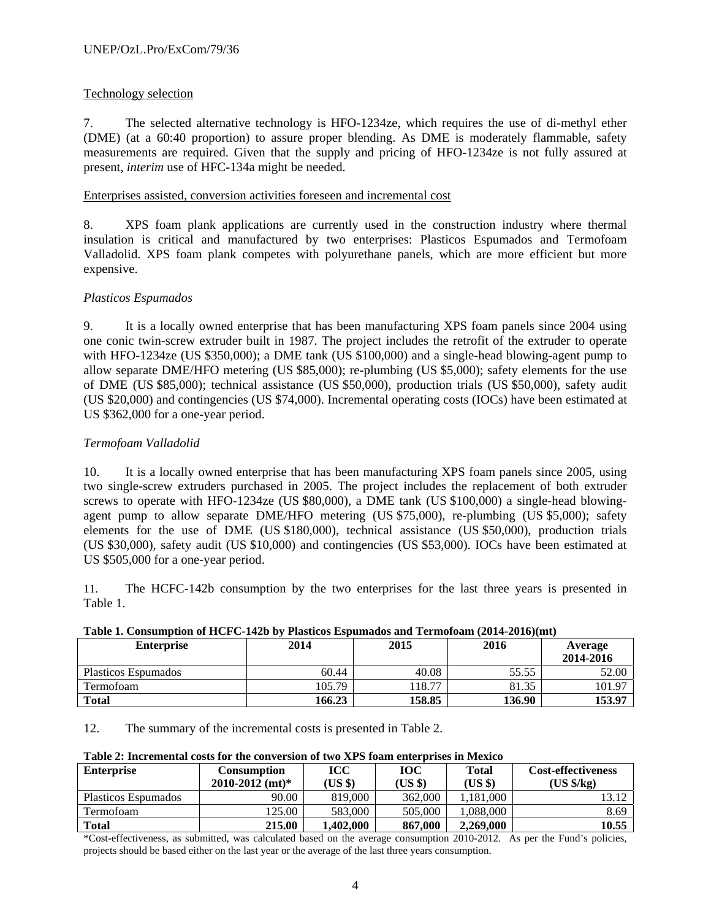Technology selection

7. The selected alternative technology is HFO-1234ze, which requires the use of di-methyl ether (DME) (at a 60:40 proportion) to assure proper blending. As DME is moderately flammable, safety measurements are required. Given that the supply and pricing of HFO-1234ze is not fully assured at present, *interim* use of HFC-134a might be needed.

Enterprises assisted, conversion activities foreseen and incremental cost

8. XPS foam plank applications are currently used in the construction industry where thermal insulation is critical and manufactured by two enterprises: Plasticos Espumados and Termofoam Valladolid. XPS foam plank competes with polyurethane panels, which are more efficient but more expensive.

*Plasticos Espumados*

9. It is a locally owned enterprise that has been manufacturing XPS foam panels since 2004 using one conic twin-screw extruder built in 1987. The project includes the retrofit of the extruder to operate with HFO-1234ze (US $350,000); a DME tank (US $100,000) and a single-head blowing-agent pump to allow separate DME/HFO metering (US $85,000); re-plumbing (US $5,000); safety elements for the use of DME (US $85,000); technical assistance (US $50,000), production trials (US $50,000), safety audit (US $20,000) and contingencies (US $74,000). Incremental operating costs (IOCs) have been estimated at US $362,000 for a one-year period.

*Termofoam Valladolid*

10. It is a locally owned enterprise that has been manufacturing XPS foam panels since 2005, using two single-screw extruders purchased in 2005. The project includes the replacement of both extruder screws to operate with HFO-1234ze (US $80,000), a DME tank (US $100,000) a single-head blowing-agent pump to allow separate DME/HFO metering (US $75,000), re-plumbing (US $5,000); safety elements for the use of DME (US $180,000), technical assistance (US $50,000), production trials (US $30,000), safety audit (US $10,000) and contingencies (US $53,000). IOCs have been estimated at US $505,000 for a one-year period.

11. The HCFC-142b consumption by the two enterprises for the last three years is presented in Table 1.

**Table 1. Consumption of HCFC-142b by Plasticos Espumados and Termofoam (2014-2016)(mt)**

| Enterprise | 2014 | 2015 | 2016 | Average 2014-2016 |
|---|---|---|---|---|
| Plasticos Espumados | 60.44 | 40.08 | 55.55 | 52.00 |
| Termofoam | 105.79 | 118.77 | 81.35 | 101.97 |
| **Total** | **166.23** | **158.85** | **136.90** | **153.97** |

12. The summary of the incremental costs is presented in Table 2.

**Table 2: Incremental costs for the conversion of two XPS foam enterprises in Mexico**

| Enterprise | Consumption 2010-2012 (mt)* | ICC (US $) | IOC (US $) | Total (US $) | Cost-effectiveness (US $/kg) |
|---|---|---|---|---|---|
| Plasticos Espumados | 90.00 | 819,000 | 362,000 | 1,181,000 | 13.12 |
| Termofoam | 125.00 | 583,000 | 505,000 | 1,088,000 | 8.69 |
| **Total** | **215.00** | **1,402,000** | **867,000** | **2,269,000** | **10.55** |

*Cost-effectiveness, as submitted, was calculated based on the average consumption 2010-2012. As per the Fund's policies, projects should be based either on the last year or the average of the last three years consumption.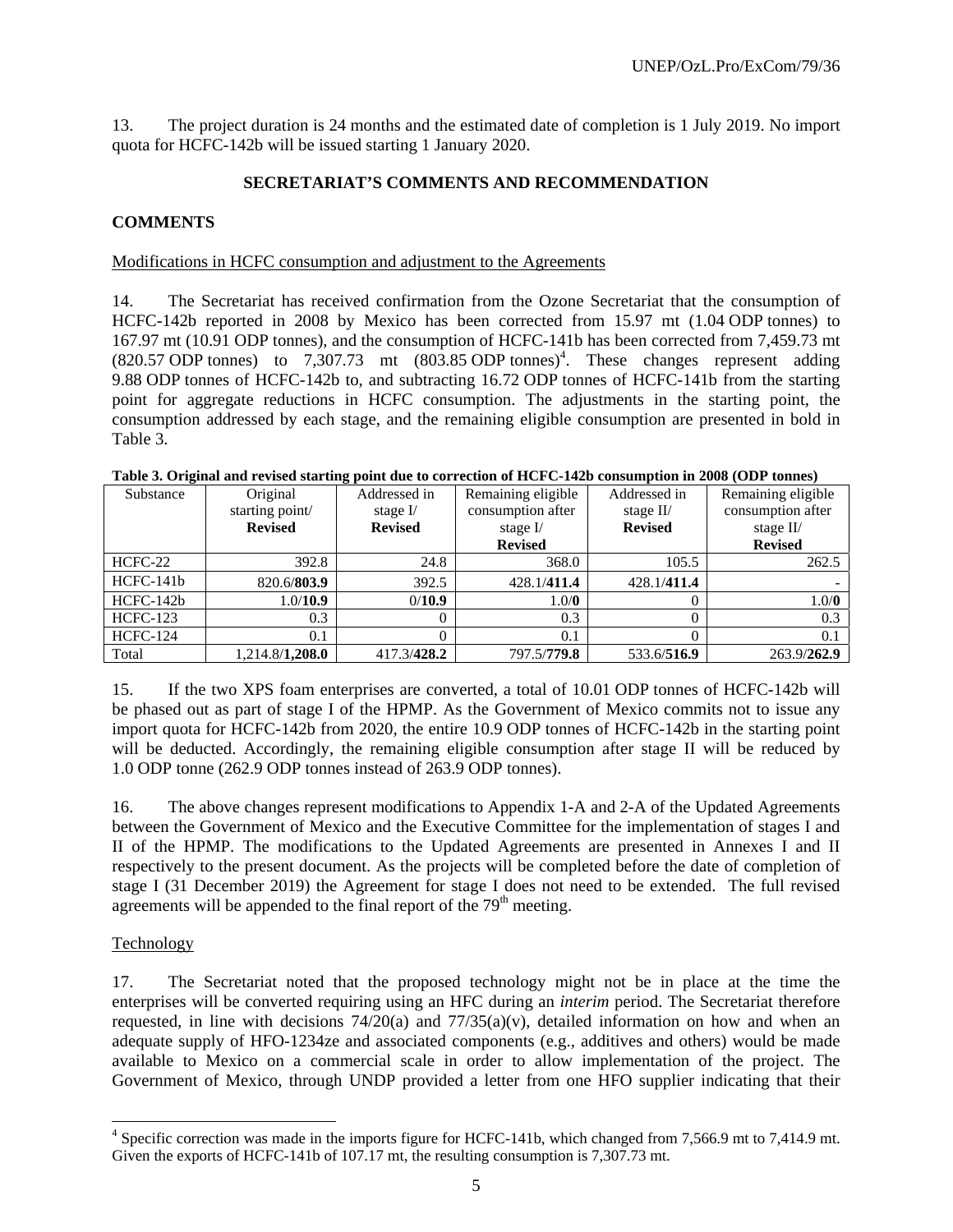13. The project duration is 24 months and the estimated date of completion is 1 July 2019. No import quota for HCFC-142b will be issued starting 1 January 2020.

## SECRETARIAT'S COMMENTS AND RECOMMENDATION

### COMMENTS

Modifications in HCFC consumption and adjustment to the Agreements

14. The Secretariat has received confirmation from the Ozone Secretariat that the consumption of HCFC-142b reported in 2008 by Mexico has been corrected from 15.97 mt (1.04 ODP tonnes) to 167.97 mt (10.91 ODP tonnes), and the consumption of HCFC-141b has been corrected from 7,459.73 mt (820.57 ODP tonnes) to 7,307.73 mt (803.85 ODP tonnes)[4]. These changes represent adding 9.88 ODP tonnes of HCFC-142b to, and subtracting 16.72 ODP tonnes of HCFC-141b from the starting point for aggregate reductions in HCFC consumption. The adjustments in the starting point, the consumption addressed by each stage, and the remaining eligible consumption are presented in bold in Table 3.

**Table 3. Original and revised starting point due to correction of HCFC-142b consumption in 2008 (ODP tonnes)**

| Substance | Original starting point/ **Revised** | Addressed in stage I/ **Revised** | Remaining eligible consumption after stage I/ **Revised** | Addressed in stage II/ **Revised** | Remaining eligible consumption after stage II/ **Revised** |
|---|---|---|---|---|---|
| HCFC-22 | 392.8 | 24.8 | 368.0 | 105.5 | 262.5 |
| HCFC-141b | 820.6/**803.9** | 392.5 | 428.1/**411.4** | 428.1/**411.4** | - |
| HCFC-142b | 1.0/**10.9** | 0/**10.9** | 1.0/**0** | 0 | 1.0/**0** |
| HCFC-123 | 0.3 | 0 | 0.3 | 0 | 0.3 |
| HCFC-124 | 0.1 | 0 | 0.1 | 0 | 0.1 |
| Total | 1,214.8/**1,208.0** | 417.3/**428.2** | 797.5/**779.8** | 533.6/**516.9** | 263.9/**262.9** |

15. If the two XPS foam enterprises are converted, a total of 10.01 ODP tonnes of HCFC-142b will be phased out as part of stage I of the HPMP. As the Government of Mexico commits not to issue any import quota for HCFC-142b from 2020, the entire 10.9 ODP tonnes of HCFC-142b in the starting point will be deducted. Accordingly, the remaining eligible consumption after stage II will be reduced by 1.0 ODP tonne (262.9 ODP tonnes instead of 263.9 ODP tonnes).

16. The above changes represent modifications to Appendix 1-A and 2-A of the Updated Agreements between the Government of Mexico and the Executive Committee for the implementation of stages I and II of the HPMP. The modifications to the Updated Agreements are presented in Annexes I and II respectively to the present document. As the projects will be completed before the date of completion of stage I (31 December 2019) the Agreement for stage I does not need to be extended. The full revised agreements will be appended to the final report of the 79th meeting.

Technology

17. The Secretariat noted that the proposed technology might not be in place at the time the enterprises will be converted requiring using an HFC during an *interim* period. The Secretariat therefore requested, in line with decisions 74/20(a) and 77/35(a)(v), detailed information on how and when an adequate supply of HFO-1234ze and associated components (e.g., additives and others) would be made available to Mexico on a commercial scale in order to allow implementation of the project. The Government of Mexico, through UNDP provided a letter from one HFO supplier indicating that their

[4] Specific correction was made in the imports figure for HCFC-141b, which changed from 7,566.9 mt to 7,414.9 mt. Given the exports of HCFC-141b of 107.17 mt, the resulting consumption is 7,307.73 mt.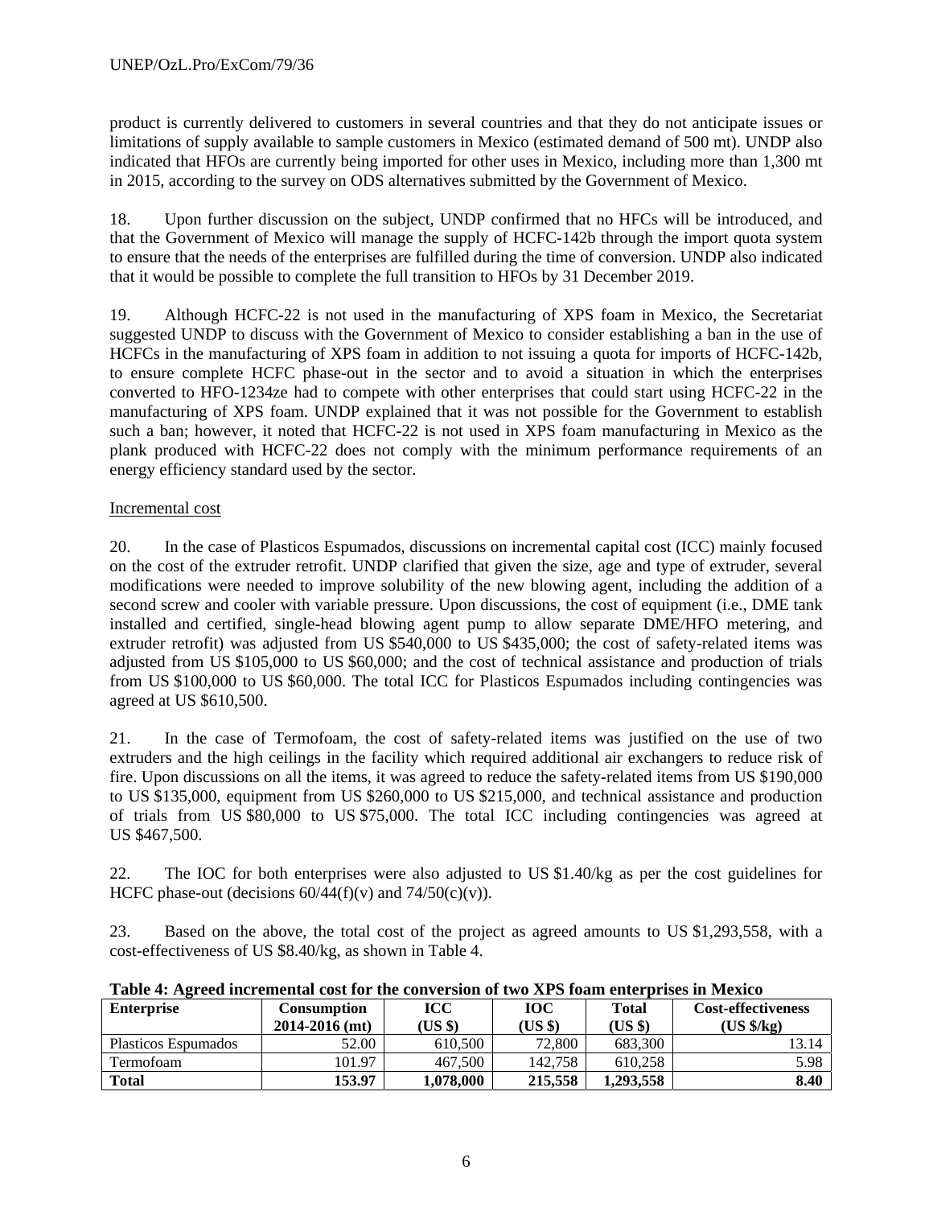product is currently delivered to customers in several countries and that they do not anticipate issues or limitations of supply available to sample customers in Mexico (estimated demand of 500 mt). UNDP also indicated that HFOs are currently being imported for other uses in Mexico, including more than 1,300 mt in 2015, according to the survey on ODS alternatives submitted by the Government of Mexico.

18. Upon further discussion on the subject, UNDP confirmed that no HFCs will be introduced, and that the Government of Mexico will manage the supply of HCFC-142b through the import quota system to ensure that the needs of the enterprises are fulfilled during the time of conversion. UNDP also indicated that it would be possible to complete the full transition to HFOs by 31 December 2019.

19. Although HCFC-22 is not used in the manufacturing of XPS foam in Mexico, the Secretariat suggested UNDP to discuss with the Government of Mexico to consider establishing a ban in the use of HCFCs in the manufacturing of XPS foam in addition to not issuing a quota for imports of HCFC-142b, to ensure complete HCFC phase-out in the sector and to avoid a situation in which the enterprises converted to HFO-1234ze had to compete with other enterprises that could start using HCFC-22 in the manufacturing of XPS foam. UNDP explained that it was not possible for the Government to establish such a ban; however, it noted that HCFC-22 is not used in XPS foam manufacturing in Mexico as the plank produced with HCFC-22 does not comply with the minimum performance requirements of an energy efficiency standard used by the sector.

Incremental cost

20. In the case of Plasticos Espumados, discussions on incremental capital cost (ICC) mainly focused on the cost of the extruder retrofit. UNDP clarified that given the size, age and type of extruder, several modifications were needed to improve solubility of the new blowing agent, including the addition of a second screw and cooler with variable pressure. Upon discussions, the cost of equipment (i.e., DME tank installed and certified, single-head blowing agent pump to allow separate DME/HFO metering, and extruder retrofit) was adjusted from US $540,000 to US $435,000; the cost of safety-related items was adjusted from US $105,000 to US $60,000; and the cost of technical assistance and production of trials from US $100,000 to US $60,000. The total ICC for Plasticos Espumados including contingencies was agreed at US $610,500.

21. In the case of Termofoam, the cost of safety-related items was justified on the use of two extruders and the high ceilings in the facility which required additional air exchangers to reduce risk of fire. Upon discussions on all the items, it was agreed to reduce the safety-related items from US $190,000 to US $135,000, equipment from US $260,000 to US $215,000, and technical assistance and production of trials from US $80,000 to US $75,000. The total ICC including contingencies was agreed at US $467,500.

22. The IOC for both enterprises were also adjusted to US $1.40/kg as per the cost guidelines for HCFC phase-out (decisions 60/44(f)(v) and 74/50(c)(v)).

23. Based on the above, the total cost of the project as agreed amounts to US $1,293,558, with a cost-effectiveness of US $8.40/kg, as shown in Table 4.

**Table 4: Agreed incremental cost for the conversion of two XPS foam enterprises in Mexico**

| Enterprise | Consumption 2014-2016 (mt) | ICC (US $) | IOC (US $) | Total (US $) | Cost-effectiveness (US $/kg) |
|---|---|---|---|---|---|
| Plasticos Espumados | 52.00 | 610,500 | 72,800 | 683,300 | 13.14 |
| Termofoam | 101.97 | 467,500 | 142,758 | 610,258 | 5.98 |
| **Total** | **153.97** | **1,078,000** | **215,558** | **1,293,558** | **8.40** |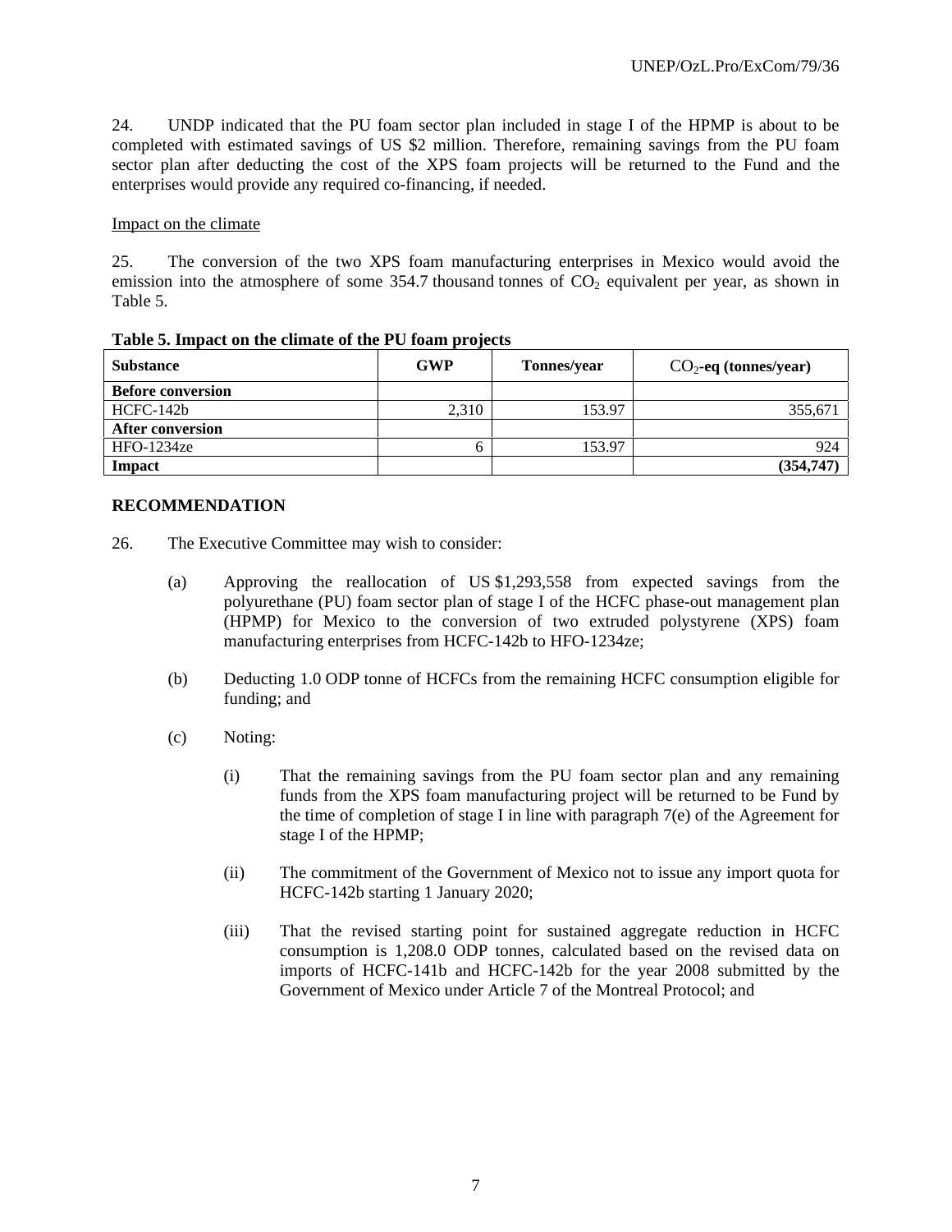24. UNDP indicated that the PU foam sector plan included in stage I of the HPMP is about to be completed with estimated savings of US $2 million. Therefore, remaining savings from the PU foam sector plan after deducting the cost of the XPS foam projects will be returned to the Fund and the enterprises would provide any required co-financing, if needed.

Impact on the climate

25. The conversion of the two XPS foam manufacturing enterprises in Mexico would avoid the emission into the atmosphere of some 354.7 thousand tonnes of $CO_2$ equivalent per year, as shown in Table 5.

**Table 5. Impact on the climate of the PU foam projects**

| Substance | GWP | Tonnes/year | $CO_2$-eq (tonnes/year) |
|---|---|---|---|
| **Before conversion** | | | |
| HCFC-142b | 2,310 | 153.97 | 355,671 |
| **After conversion** | | | |
| HFO-1234ze | 6 | 153.97 | 924 |
| **Impact** | | | **(354,747)** |

**RECOMMENDATION**

26. The Executive Committee may wish to consider:

(a) Approving the reallocation of US $1,293,558 from expected savings from the polyurethane (PU) foam sector plan of stage I of the HCFC phase-out management plan (HPMP) for Mexico to the conversion of two extruded polystyrene (XPS) foam manufacturing enterprises from HCFC-142b to HFO-1234ze;

(b) Deducting 1.0 ODP tonne of HCFCs from the remaining HCFC consumption eligible for funding; and

(c) Noting:

(i) That the remaining savings from the PU foam sector plan and any remaining funds from the XPS foam manufacturing project will be returned to be Fund by the time of completion of stage I in line with paragraph 7(e) of the Agreement for stage I of the HPMP;

(ii) The commitment of the Government of Mexico not to issue any import quota for HCFC-142b starting 1 January 2020;

(iii) That the revised starting point for sustained aggregate reduction in HCFC consumption is 1,208.0 ODP tonnes, calculated based on the revised data on imports of HCFC-141b and HCFC-142b for the year 2008 submitted by the Government of Mexico under Article 7 of the Montreal Protocol; and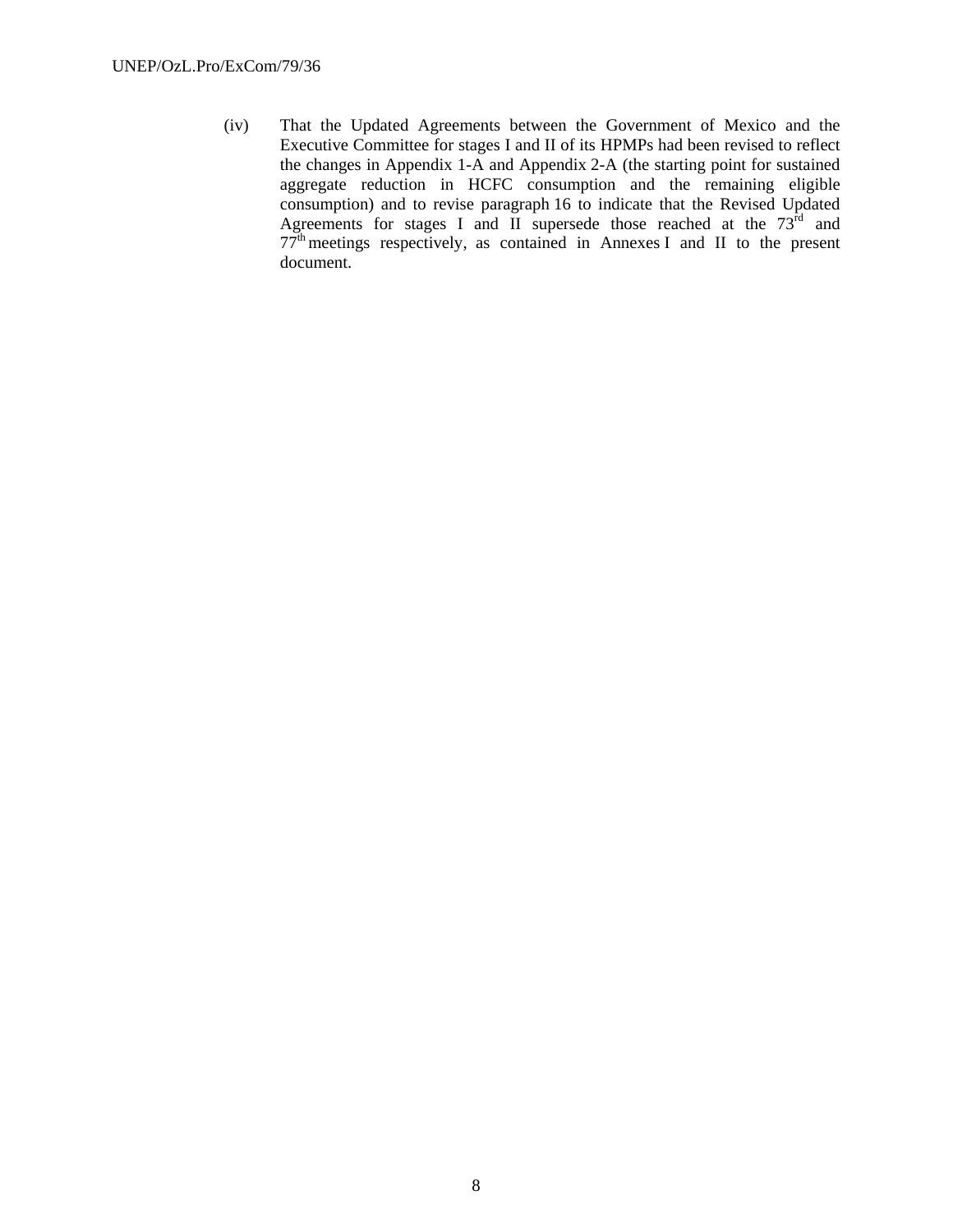(iv) That the Updated Agreements between the Government of Mexico and the Executive Committee for stages I and II of its HPMPs had been revised to reflect the changes in Appendix 1-A and Appendix 2-A (the starting point for sustained aggregate reduction in HCFC consumption and the remaining eligible consumption) and to revise paragraph 16 to indicate that the Revised Updated Agreements for stages I and II supersede those reached at the 73rd and 77th meetings respectively, as contained in Annexes I and II to the present document.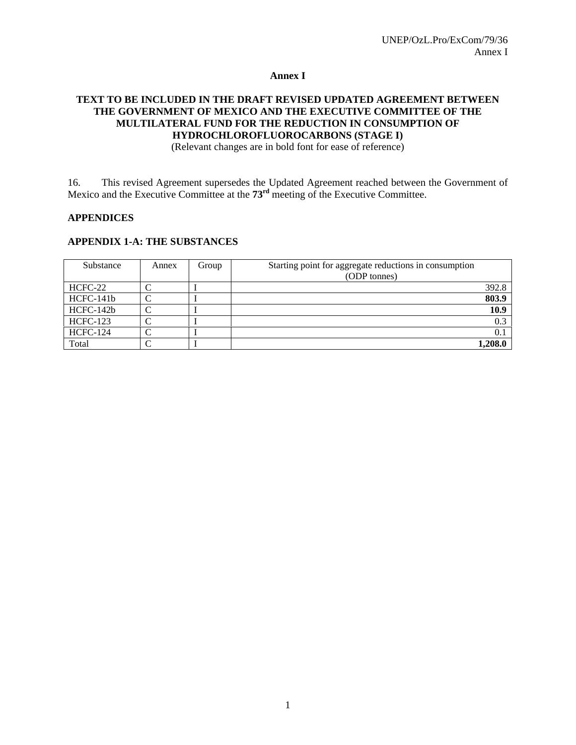# Annex I

## TEXT TO BE INCLUDED IN THE DRAFT REVISED UPDATED AGREEMENT BETWEEN THE GOVERNMENT OF MEXICO AND THE EXECUTIVE COMMITTEE OF THE MULTILATERAL FUND FOR THE REDUCTION IN CONSUMPTION OF HYDROCHLOROFLUOROCARBONS (STAGE I)

(Relevant changes are in bold font for ease of reference)

16. This revised Agreement supersedes the Updated Agreement reached between the Government of Mexico and the Executive Committee at the **73rd** meeting of the Executive Committee.

### APPENDICES

### APPENDIX 1-A: THE SUBSTANCES

| Substance | Annex | Group | Starting point for aggregate reductions in consumption (ODP tonnes) |
|---|---|---|---|
| HCFC-22 | C | I | 392.8 |
| HCFC-141b | C | I | **803.9** |
| HCFC-142b | C | I | **10.9** |
| HCFC-123 | C | I | 0.3 |
| HCFC-124 | C | I | 0.1 |
| Total | C | I | **1,208.0** |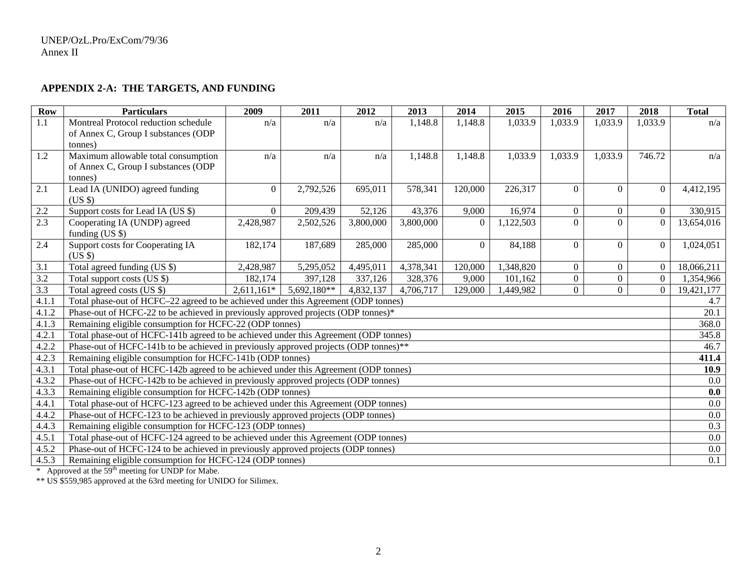UNEP/OzL.Pro/ExCom/79/36
Annex II

**APPENDIX 2-A: THE TARGETS, AND FUNDING**

| Row | Particulars | 2009 | 2011 | 2012 | 2013 | 2014 | 2015 | 2016 | 2017 | 2018 | Total |
|---|---|---|---|---|---|---|---|---|---|---|---|
| 1.1 | Montreal Protocol reduction schedule of Annex C, Group I substances (ODP tonnes) | n/a | n/a | n/a | 1,148.8 | 1,148.8 | 1,033.9 | 1,033.9 | 1,033.9 | 1,033.9 | n/a |
| 1.2 | Maximum allowable total consumption of Annex C, Group I substances (ODP tonnes) | n/a | n/a | n/a | 1,148.8 | 1,148.8 | 1,033.9 | 1,033.9 | 1,033.9 | 746.72 | n/a |
| 2.1 | Lead IA (UNIDO) agreed funding (US $) | 0 | 2,792,526 | 695,011 | 578,341 | 120,000 | 226,317 | 0 | 0 | 0 | 4,412,195 |
| 2.2 | Support costs for Lead IA (US $) | 0 | 209,439 | 52,126 | 43,376 | 9,000 | 16,974 | 0 | 0 | 0 | 330,915 |
| 2.3 | Cooperating IA (UNDP) agreed funding (US $) | 2,428,987 | 2,502,526 | 3,800,000 | 3,800,000 | 0 | 1,122,503 | 0 | 0 | 0 | 13,654,016 |
| 2.4 | Support costs for Cooperating IA (US $) | 182,174 | 187,689 | 285,000 | 285,000 | 0 | 84,188 | 0 | 0 | 0 | 1,024,051 |
| 3.1 | Total agreed funding (US $) | 2,428,987 | 5,295,052 | 4,495,011 | 4,378,341 | 120,000 | 1,348,820 | 0 | 0 | 0 | 18,066,211 |
| 3.2 | Total support costs (US $) | 182,174 | 397,128 | 337,126 | 328,376 | 9,000 | 101,162 | 0 | 0 | 0 | 1,354,966 |
| 3.3 | Total agreed costs (US $) | 2,611,161* | 5,692,180** | 4,832,137 | 4,706,717 | 129,000 | 1,449,982 | 0 | 0 | 0 | 19,421,177 |
| 4.1.1 | Total phase-out of HCFC–22 agreed to be achieved under this Agreement (ODP tonnes) | | | | | | | | | | 4.7 |
| 4.1.2 | Phase-out of HCFC-22 to be achieved in previously approved projects (ODP tonnes)* | | | | | | | | | | 20.1 |
| 4.1.3 | Remaining eligible consumption for HCFC-22 (ODP tonnes) | | | | | | | | | | 368.0 |
| 4.2.1 | Total phase-out of HCFC-141b agreed to be achieved under this Agreement (ODP tonnes) | | | | | | | | | | 345.8 |
| 4.2.2 | Phase-out of HCFC-141b to be achieved in previously approved projects (ODP tonnes)** | | | | | | | | | | 46.7 |
| 4.2.3 | Remaining eligible consumption for HCFC-141b (ODP tonnes) | | | | | | | | | | **411.4** |
| 4.3.1 | Total phase-out of HCFC-142b agreed to be achieved under this Agreement (ODP tonnes) | | | | | | | | | | **10.9** |
| 4.3.2 | Phase-out of HCFC-142b to be achieved in previously approved projects (ODP tonnes) | | | | | | | | | | 0.0 |
| 4.3.3 | Remaining eligible consumption for HCFC-142b (ODP tonnes) | | | | | | | | | | **0.0** |
| 4.4.1 | Total phase-out of HCFC-123 agreed to be achieved under this Agreement (ODP tonnes) | | | | | | | | | | 0.0 |
| 4.4.2 | Phase-out of HCFC-123 to be achieved in previously approved projects (ODP tonnes) | | | | | | | | | | 0.0 |
| 4.4.3 | Remaining eligible consumption for HCFC-123 (ODP tonnes) | | | | | | | | | | 0.3 |
| 4.5.1 | Total phase-out of HCFC-124 agreed to be achieved under this Agreement (ODP tonnes) | | | | | | | | | | 0.0 |
| 4.5.2 | Phase-out of HCFC-124 to be achieved in previously approved projects (ODP tonnes) | | | | | | | | | | 0.0 |
| 4.5.3 | Remaining eligible consumption for HCFC-124 (ODP tonnes) | | | | | | | | | | 0.1 |

\* Approved at the 59th meeting for UNDP for Mabe.

** US $559,985 approved at the 63rd meeting for UNIDO for Silimex.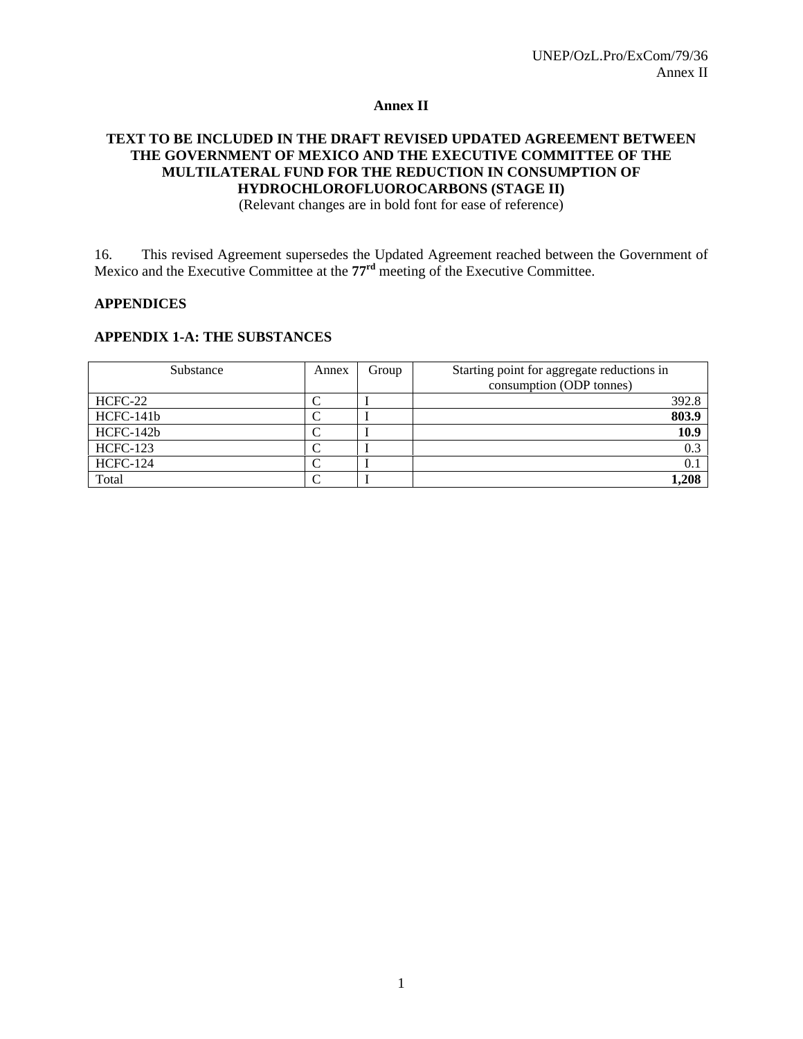**Annex II**

**TEXT TO BE INCLUDED IN THE DRAFT REVISED UPDATED AGREEMENT BETWEEN THE GOVERNMENT OF MEXICO AND THE EXECUTIVE COMMITTEE OF THE MULTILATERAL FUND FOR THE REDUCTION IN CONSUMPTION OF HYDROCHLOROFLUOROCARBONS (STAGE II)**

(Relevant changes are in bold font for ease of reference)

16. This revised Agreement supersedes the Updated Agreement reached between the Government of Mexico and the Executive Committee at the **77[rd]** meeting of the Executive Committee.

**APPENDICES**

**APPENDIX 1-A: THE SUBSTANCES**

| Substance | Annex | Group | Starting point for aggregate reductions in consumption (ODP tonnes) |
|---|---|---|---|
| HCFC-22 | C | I | 392.8 |
| HCFC-141b | C | I | **803.9** |
| HCFC-142b | C | I | **10.9** |
| HCFC-123 | C | I | 0.3 |
| HCFC-124 | C | I | 0.1 |
| Total | C | I | **1,208** |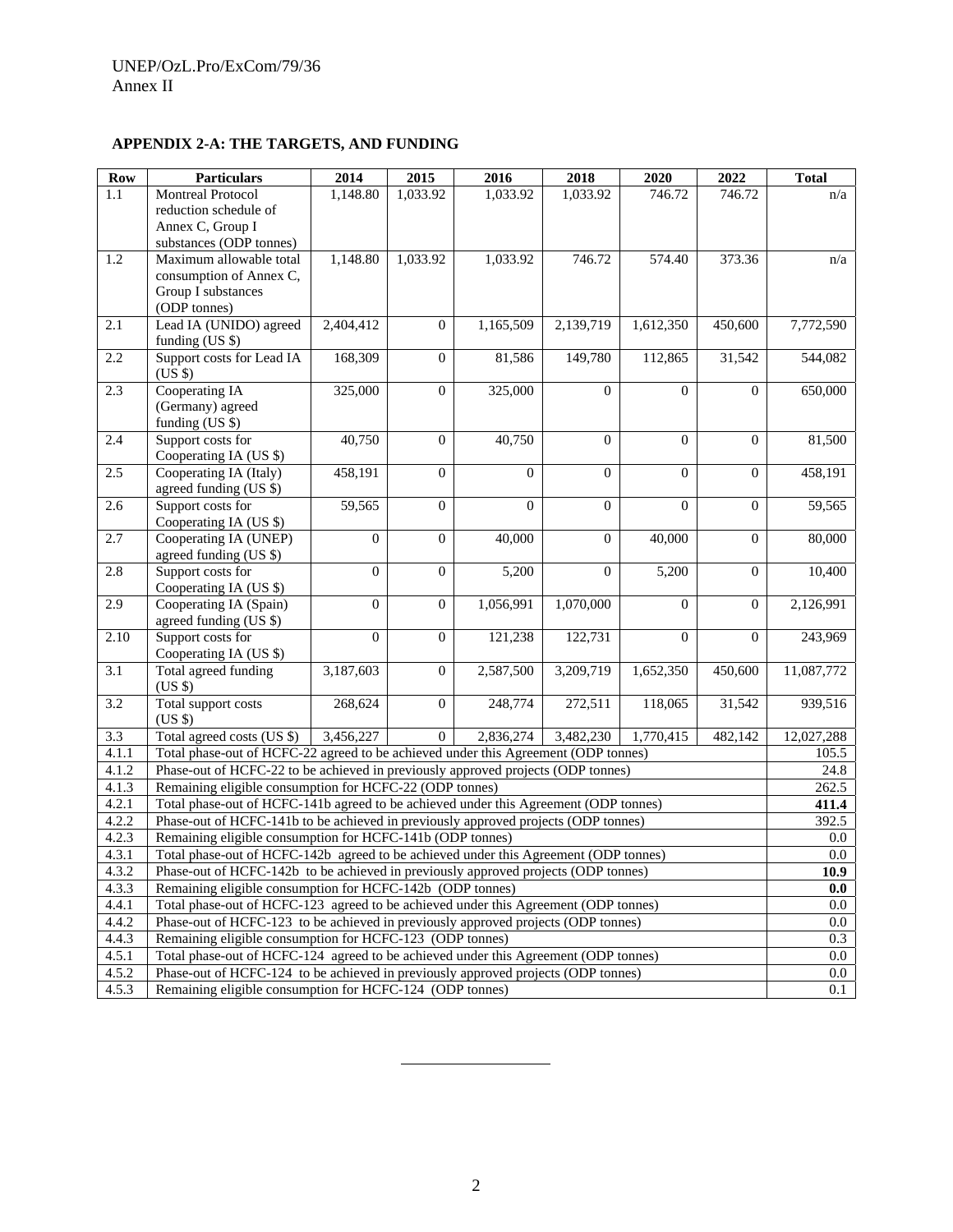### APPENDIX 2-A: THE TARGETS, AND FUNDING

| Row | Particulars | 2014 | 2015 | 2016 | 2018 | 2020 | 2022 | Total |
|---|---|---|---|---|---|---|---|---|
| 1.1 | Montreal Protocol reduction schedule of Annex C, Group I substances (ODP tonnes) | 1,148.80 | 1,033.92 | 1,033.92 | 1,033.92 | 746.72 | 746.72 | n/a |
| 1.2 | Maximum allowable total consumption of Annex C, Group I substances (ODP tonnes) | 1,148.80 | 1,033.92 | 1,033.92 | 746.72 | 574.40 | 373.36 | n/a |
| 2.1 | Lead IA (UNIDO) agreed funding (US $) | 2,404,412 | 0 | 1,165,509 | 2,139,719 | 1,612,350 | 450,600 | 7,772,590 |
| 2.2 | Support costs for Lead IA (US $) | 168,309 | 0 | 81,586 | 149,780 | 112,865 | 31,542 | 544,082 |
| 2.3 | Cooperating IA (Germany) agreed funding (US $) | 325,000 | 0 | 325,000 | 0 | 0 | 0 | 650,000 |
| 2.4 | Support costs for Cooperating IA (US $) | 40,750 | 0 | 40,750 | 0 | 0 | 0 | 81,500 |
| 2.5 | Cooperating IA (Italy) agreed funding (US $) | 458,191 | 0 | 0 | 0 | 0 | 0 | 458,191 |
| 2.6 | Support costs for Cooperating IA (US $) | 59,565 | 0 | 0 | 0 | 0 | 0 | 59,565 |
| 2.7 | Cooperating IA (UNEP) agreed funding (US $) | 0 | 0 | 40,000 | 0 | 40,000 | 0 | 80,000 |
| 2.8 | Support costs for Cooperating IA (US $) | 0 | 0 | 5,200 | 0 | 5,200 | 0 | 10,400 |
| 2.9 | Cooperating IA (Spain) agreed funding (US $) | 0 | 0 | 1,056,991 | 1,070,000 | 0 | 0 | 2,126,991 |
| 2.10 | Support costs for Cooperating IA (US $) | 0 | 0 | 121,238 | 122,731 | 0 | 0 | 243,969 |
| 3.1 | Total agreed funding (US $) | 3,187,603 | 0 | 2,587,500 | 3,209,719 | 1,652,350 | 450,600 | 11,087,772 |
| 3.2 | Total support costs (US $) | 268,624 | 0 | 248,774 | 272,511 | 118,065 | 31,542 | 939,516 |
| 3.3 | Total agreed costs (US $) | 3,456,227 | 0 | 2,836,274 | 3,482,230 | 1,770,415 | 482,142 | 12,027,288 |
| 4.1.1 | Total phase-out of HCFC-22 agreed to be achieved under this Agreement (ODP tonnes) | | | | | | | 105.5 |
| 4.1.2 | Phase-out of HCFC-22 to be achieved in previously approved projects (ODP tonnes) | | | | | | | 24.8 |
| 4.1.3 | Remaining eligible consumption for HCFC-22 (ODP tonnes) | | | | | | | 262.5 |
| 4.2.1 | Total phase-out of HCFC-141b agreed to be achieved under this Agreement (ODP tonnes) | | | | | | | **411.4** |
| 4.2.2 | Phase-out of HCFC-141b to be achieved in previously approved projects (ODP tonnes) | | | | | | | 392.5 |
| 4.2.3 | Remaining eligible consumption for HCFC-141b (ODP tonnes) | | | | | | | 0.0 |
| 4.3.1 | Total phase-out of HCFC-142b agreed to be achieved under this Agreement (ODP tonnes) | | | | | | | 0.0 |
| 4.3.2 | Phase-out of HCFC-142b to be achieved in previously approved projects (ODP tonnes) | | | | | | | **10.9** |
| 4.3.3 | Remaining eligible consumption for HCFC-142b (ODP tonnes) | | | | | | | **0.0** |
| 4.4.1 | Total phase-out of HCFC-123 agreed to be achieved under this Agreement (ODP tonnes) | | | | | | | 0.0 |
| 4.4.2 | Phase-out of HCFC-123 to be achieved in previously approved projects (ODP tonnes) | | | | | | | 0.0 |
| 4.4.3 | Remaining eligible consumption for HCFC-123 (ODP tonnes) | | | | | | | 0.3 |
| 4.5.1 | Total phase-out of HCFC-124 agreed to be achieved under this Agreement (ODP tonnes) | | | | | | | 0.0 |
| 4.5.2 | Phase-out of HCFC-124 to be achieved in previously approved projects (ODP tonnes) | | | | | | | 0.0 |
| 4.5.3 | Remaining eligible consumption for HCFC-124 (ODP tonnes) | | | | | | | 0.1 |